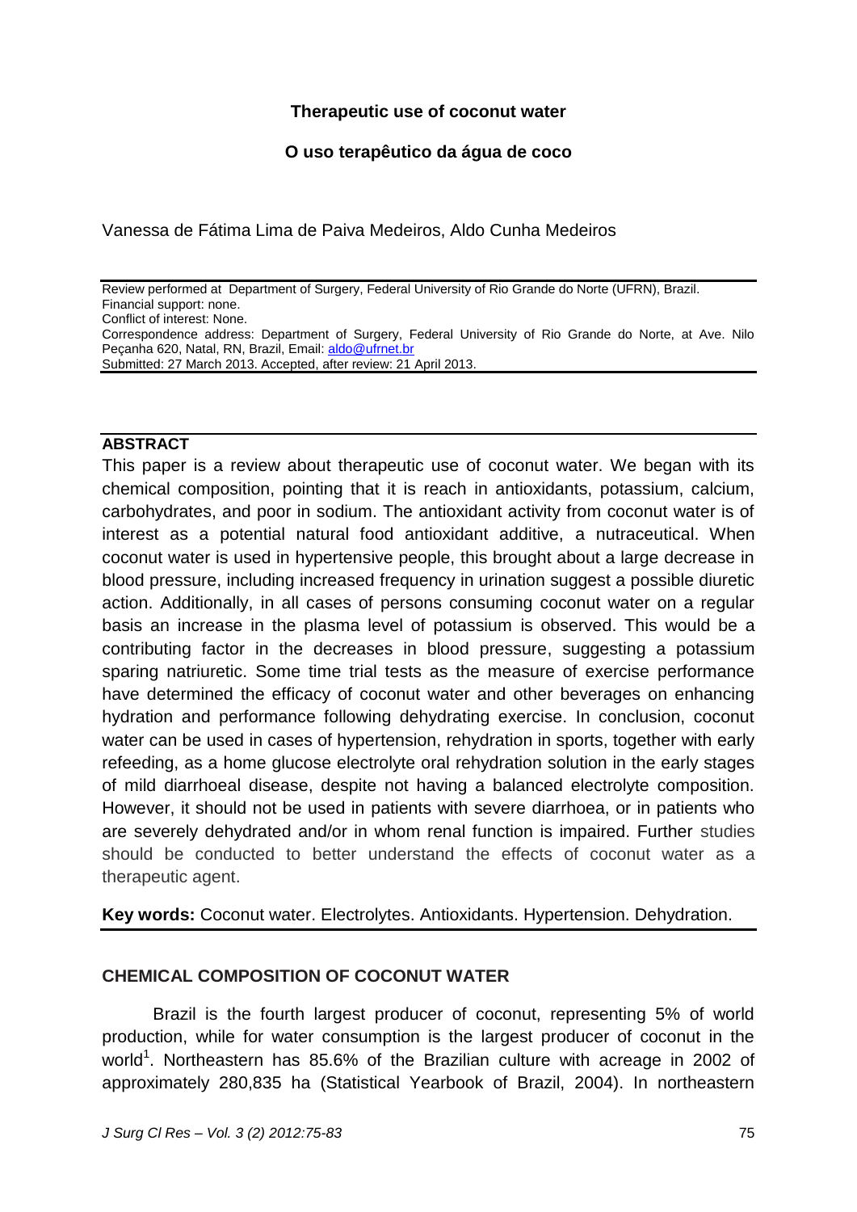# Therapeutic use of coconut water

## O uso terapêutico da água de coco

Vanessa de Fátima Lima de Paiva Medeiros, Aldo Cunha Medeiros

Review performed at Department of Surgery, Federal University of Rio Grande do Norte (UFRN), Brazil.
Financial support: none.
Conflict of interest: None.
Correspondence address: Department of Surgery, Federal University of Rio Grande do Norte, at Ave. Nilo Peçanha 620, Natal, RN, Brazil, Email: aldo@ufrnet.br
Submitted: 27 March 2013. Accepted, after review: 21 April 2013.

**ABSTRACT**

This paper is a review about therapeutic use of coconut water. We began with its chemical composition, pointing that it is reach in antioxidants, potassium, calcium, carbohydrates, and poor in sodium. The antioxidant activity from coconut water is of interest as a potential natural food antioxidant additive, a nutraceutical. When coconut water is used in hypertensive people, this brought about a large decrease in blood pressure, including increased frequency in urination suggest a possible diuretic action. Additionally, in all cases of persons consuming coconut water on a regular basis an increase in the plasma level of potassium is observed. This would be a contributing factor in the decreases in blood pressure, suggesting a potassium sparing natriuretic. Some time trial tests as the measure of exercise performance have determined the efficacy of coconut water and other beverages on enhancing hydration and performance following dehydrating exercise. In conclusion, coconut water can be used in cases of hypertension, rehydration in sports, together with early refeeding, as a home glucose electrolyte oral rehydration solution in the early stages of mild diarrhoeal disease, despite not having a balanced electrolyte composition. However, it should not be used in patients with severe diarrhoea, or in patients who are severely dehydrated and/or in whom renal function is impaired. Further studies should be conducted to better understand the effects of coconut water as a therapeutic agent.

**Key words:** Coconut water. Electrolytes. Antioxidants. Hypertension. Dehydration.

## CHEMICAL COMPOSITION OF COCONUT WATER

Brazil is the fourth largest producer of coconut, representing 5% of world production, while for water consumption is the largest producer of coconut in the world[1]. Northeastern has 85.6% of the Brazilian culture with acreage in 2002 of approximately 280,835 ha (Statistical Yearbook of Brazil, 2004). In northeastern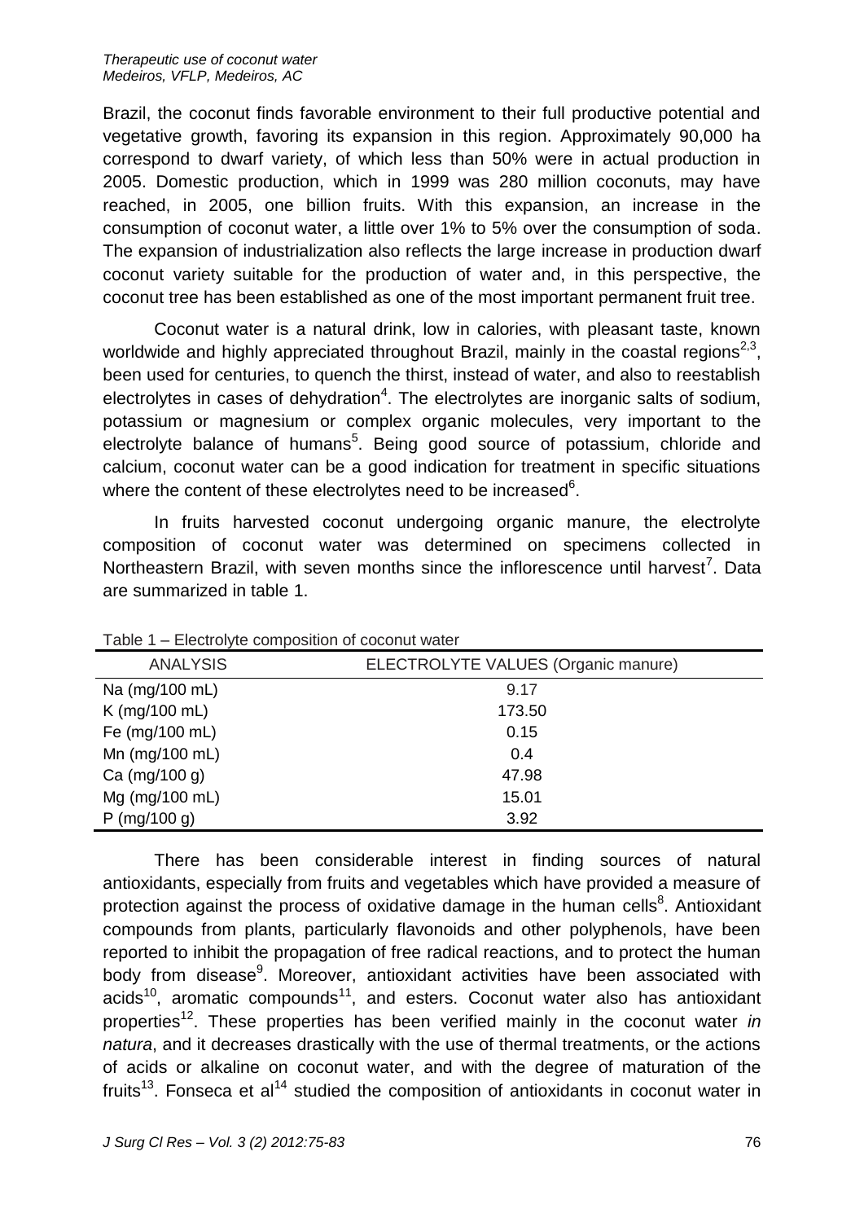Brazil, the coconut finds favorable environment to their full productive potential and vegetative growth, favoring its expansion in this region. Approximately 90,000 ha correspond to dwarf variety, of which less than 50% were in actual production in 2005. Domestic production, which in 1999 was 280 million coconuts, may have reached, in 2005, one billion fruits. With this expansion, an increase in the consumption of coconut water, a little over 1% to 5% over the consumption of soda. The expansion of industrialization also reflects the large increase in production dwarf coconut variety suitable for the production of water and, in this perspective, the coconut tree has been established as one of the most important permanent fruit tree.

Coconut water is a natural drink, low in calories, with pleasant taste, known worldwide and highly appreciated throughout Brazil, mainly in the coastal regions[2,3], been used for centuries, to quench the thirst, instead of water, and also to reestablish electrolytes in cases of dehydration[4]. The electrolytes are inorganic salts of sodium, potassium or magnesium or complex organic molecules, very important to the electrolyte balance of humans[5]. Being good source of potassium, chloride and calcium, coconut water can be a good indication for treatment in specific situations where the content of these electrolytes need to be increased[6].

In fruits harvested coconut undergoing organic manure, the electrolyte composition of coconut water was determined on specimens collected in Northeastern Brazil, with seven months since the inflorescence until harvest[7]. Data are summarized in table 1.

Table 1 – Electrolyte composition of coconut water

| ANALYSIS | ELECTROLYTE VALUES (Organic manure) |
|---|---|
| Na (mg/100 mL) | 9.17 |
| K (mg/100 mL) | 173.50 |
| Fe (mg/100 mL) | 0.15 |
| Mn (mg/100 mL) | 0.4 |
| Ca (mg/100 g) | 47.98 |
| Mg (mg/100 mL) | 15.01 |
| P (mg/100 g) | 3.92 |

There has been considerable interest in finding sources of natural antioxidants, especially from fruits and vegetables which have provided a measure of protection against the process of oxidative damage in the human cells[8]. Antioxidant compounds from plants, particularly flavonoids and other polyphenols, have been reported to inhibit the propagation of free radical reactions, and to protect the human body from disease[9]. Moreover, antioxidant activities have been associated with acids[10], aromatic compounds[11], and esters. Coconut water also has antioxidant properties[12]. These properties has been verified mainly in the coconut water *in natura*, and it decreases drastically with the use of thermal treatments, or the actions of acids or alkaline on coconut water, and with the degree of maturation of the fruits[13]. Fonseca et al[14] studied the composition of antioxidants in coconut water in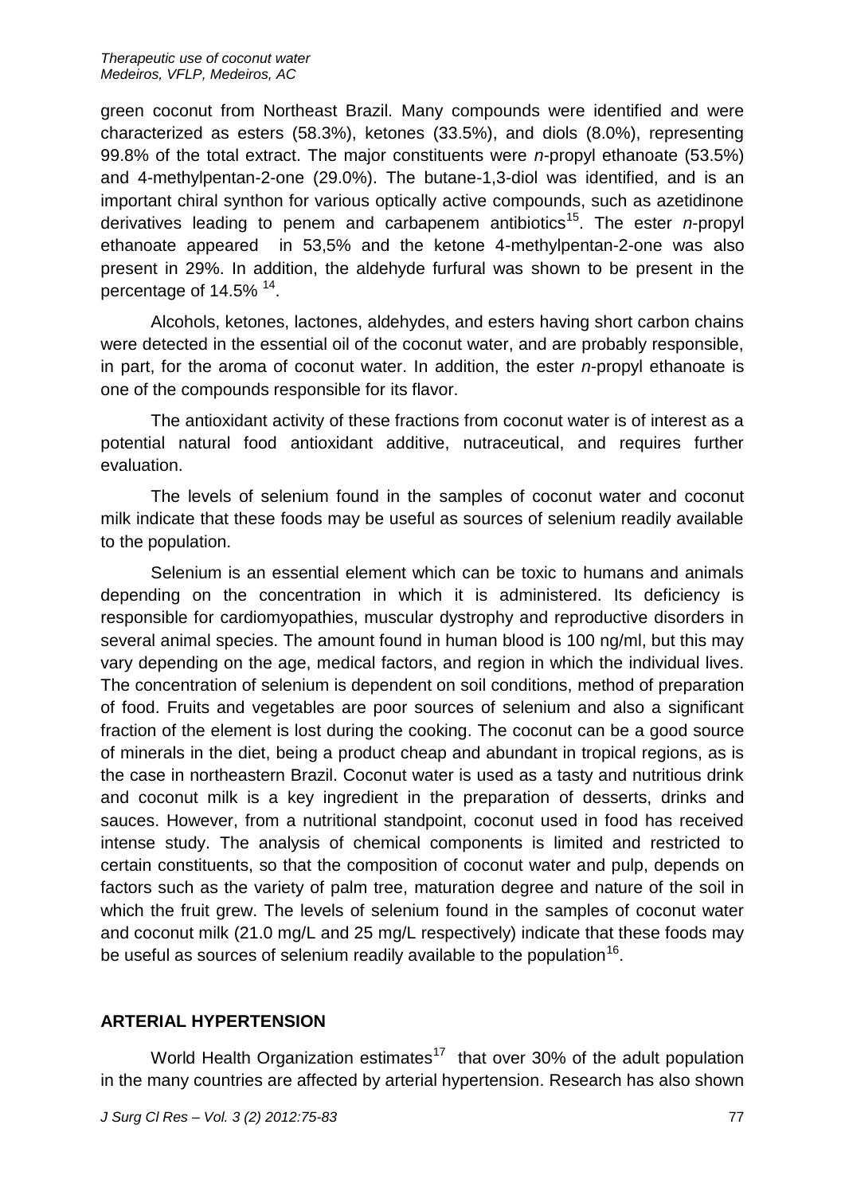green coconut from Northeast Brazil. Many compounds were identified and were characterized as esters (58.3%), ketones (33.5%), and diols (8.0%), representing 99.8% of the total extract. The major constituents were *n*-propyl ethanoate (53.5%) and 4-methylpentan-2-one (29.0%). The butane-1,3-diol was identified, and is an important chiral synthon for various optically active compounds, such as azetidinone derivatives leading to penem and carbapenem antibiotics[15]. The ester *n*-propyl ethanoate appeared in 53,5% and the ketone 4-methylpentan-2-one was also present in 29%. In addition, the aldehyde furfural was shown to be present in the percentage of 14.5% [14].

Alcohols, ketones, lactones, aldehydes, and esters having short carbon chains were detected in the essential oil of the coconut water, and are probably responsible, in part, for the aroma of coconut water. In addition, the ester *n*-propyl ethanoate is one of the compounds responsible for its flavor.

The antioxidant activity of these fractions from coconut water is of interest as a potential natural food antioxidant additive, nutraceutical, and requires further evaluation.

The levels of selenium found in the samples of coconut water and coconut milk indicate that these foods may be useful as sources of selenium readily available to the population.

Selenium is an essential element which can be toxic to humans and animals depending on the concentration in which it is administered. Its deficiency is responsible for cardiomyopathies, muscular dystrophy and reproductive disorders in several animal species. The amount found in human blood is 100 ng/ml, but this may vary depending on the age, medical factors, and region in which the individual lives. The concentration of selenium is dependent on soil conditions, method of preparation of food. Fruits and vegetables are poor sources of selenium and also a significant fraction of the element is lost during the cooking. The coconut can be a good source of minerals in the diet, being a product cheap and abundant in tropical regions, as is the case in northeastern Brazil. Coconut water is used as a tasty and nutritious drink and coconut milk is a key ingredient in the preparation of desserts, drinks and sauces. However, from a nutritional standpoint, coconut used in food has received intense study. The analysis of chemical components is limited and restricted to certain constituents, so that the composition of coconut water and pulp, depends on factors such as the variety of palm tree, maturation degree and nature of the soil in which the fruit grew. The levels of selenium found in the samples of coconut water and coconut milk (21.0 mg/L and 25 mg/L respectively) indicate that these foods may be useful as sources of selenium readily available to the population[16].

## ARTERIAL HYPERTENSION

World Health Organization estimates[17] that over 30% of the adult population in the many countries are affected by arterial hypertension. Research has also shown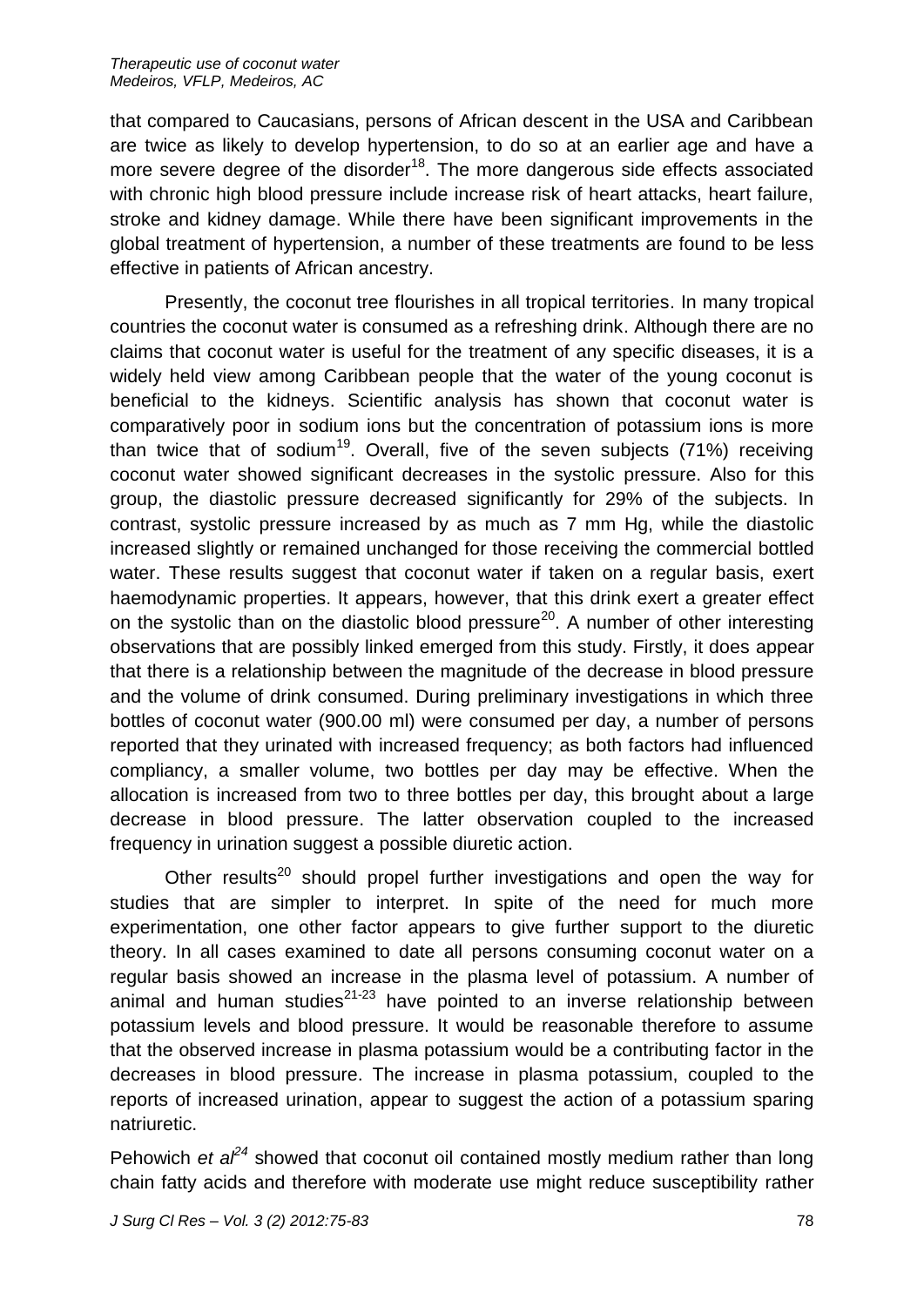that compared to Caucasians, persons of African descent in the USA and Caribbean are twice as likely to develop hypertension, to do so at an earlier age and have a more severe degree of the disorder[18]. The more dangerous side effects associated with chronic high blood pressure include increase risk of heart attacks, heart failure, stroke and kidney damage. While there have been significant improvements in the global treatment of hypertension, a number of these treatments are found to be less effective in patients of African ancestry.

Presently, the coconut tree flourishes in all tropical territories. In many tropical countries the coconut water is consumed as a refreshing drink. Although there are no claims that coconut water is useful for the treatment of any specific diseases, it is a widely held view among Caribbean people that the water of the young coconut is beneficial to the kidneys. Scientific analysis has shown that coconut water is comparatively poor in sodium ions but the concentration of potassium ions is more than twice that of sodium[19]. Overall, five of the seven subjects (71%) receiving coconut water showed significant decreases in the systolic pressure. Also for this group, the diastolic pressure decreased significantly for 29% of the subjects. In contrast, systolic pressure increased by as much as 7 mm Hg, while the diastolic increased slightly or remained unchanged for those receiving the commercial bottled water. These results suggest that coconut water if taken on a regular basis, exert haemodynamic properties. It appears, however, that this drink exert a greater effect on the systolic than on the diastolic blood pressure[20]. A number of other interesting observations that are possibly linked emerged from this study. Firstly, it does appear that there is a relationship between the magnitude of the decrease in blood pressure and the volume of drink consumed. During preliminary investigations in which three bottles of coconut water (900.00 ml) were consumed per day, a number of persons reported that they urinated with increased frequency; as both factors had influenced compliancy, a smaller volume, two bottles per day may be effective. When the allocation is increased from two to three bottles per day, this brought about a large decrease in blood pressure. The latter observation coupled to the increased frequency in urination suggest a possible diuretic action.

Other results[20] should propel further investigations and open the way for studies that are simpler to interpret. In spite of the need for much more experimentation, one other factor appears to give further support to the diuretic theory. In all cases examined to date all persons consuming coconut water on a regular basis showed an increase in the plasma level of potassium. A number of animal and human studies[21-23] have pointed to an inverse relationship between potassium levels and blood pressure. It would be reasonable therefore to assume that the observed increase in plasma potassium would be a contributing factor in the decreases in blood pressure. The increase in plasma potassium, coupled to the reports of increased urination, appear to suggest the action of a potassium sparing natriuretic.

Pehowich *et al*[24] showed that coconut oil contained mostly medium rather than long chain fatty acids and therefore with moderate use might reduce susceptibility rather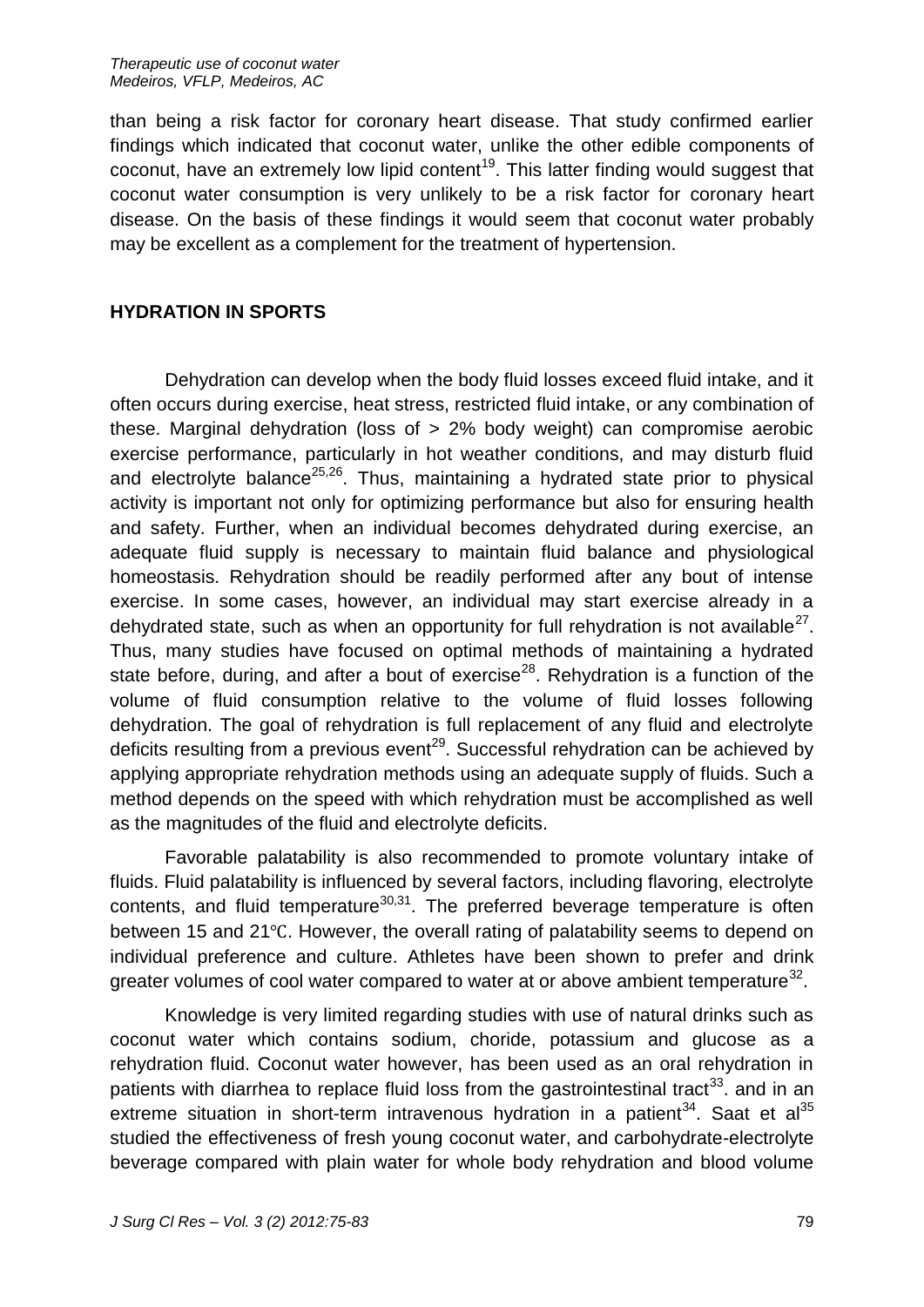than being a risk factor for coronary heart disease. That study confirmed earlier findings which indicated that coconut water, unlike the other edible components of coconut, have an extremely low lipid content[19]. This latter finding would suggest that coconut water consumption is very unlikely to be a risk factor for coronary heart disease. On the basis of these findings it would seem that coconut water probably may be excellent as a complement for the treatment of hypertension.

## HYDRATION IN SPORTS

Dehydration can develop when the body fluid losses exceed fluid intake, and it often occurs during exercise, heat stress, restricted fluid intake, or any combination of these. Marginal dehydration (loss of > 2% body weight) can compromise aerobic exercise performance, particularly in hot weather conditions, and may disturb fluid and electrolyte balance[25,26]. Thus, maintaining a hydrated state prior to physical activity is important not only for optimizing performance but also for ensuring health and safety. Further, when an individual becomes dehydrated during exercise, an adequate fluid supply is necessary to maintain fluid balance and physiological homeostasis. Rehydration should be readily performed after any bout of intense exercise. In some cases, however, an individual may start exercise already in a dehydrated state, such as when an opportunity for full rehydration is not available[27]. Thus, many studies have focused on optimal methods of maintaining a hydrated state before, during, and after a bout of exercise[28]. Rehydration is a function of the volume of fluid consumption relative to the volume of fluid losses following dehydration. The goal of rehydration is full replacement of any fluid and electrolyte deficits resulting from a previous event[29]. Successful rehydration can be achieved by applying appropriate rehydration methods using an adequate supply of fluids. Such a method depends on the speed with which rehydration must be accomplished as well as the magnitudes of the fluid and electrolyte deficits.

Favorable palatability is also recommended to promote voluntary intake of fluids. Fluid palatability is influenced by several factors, including flavoring, electrolyte contents, and fluid temperature[30,31]. The preferred beverage temperature is often between 15 and 21℃. However, the overall rating of palatability seems to depend on individual preference and culture. Athletes have been shown to prefer and drink greater volumes of cool water compared to water at or above ambient temperature[32].

Knowledge is very limited regarding studies with use of natural drinks such as coconut water which contains sodium, choride, potassium and glucose as a rehydration fluid. Coconut water however, has been used as an oral rehydration in patients with diarrhea to replace fluid loss from the gastrointestinal tract[33]. and in an extreme situation in short-term intravenous hydration in a patient[34]. Saat et al[35] studied the effectiveness of fresh young coconut water, and carbohydrate-electrolyte beverage compared with plain water for whole body rehydration and blood volume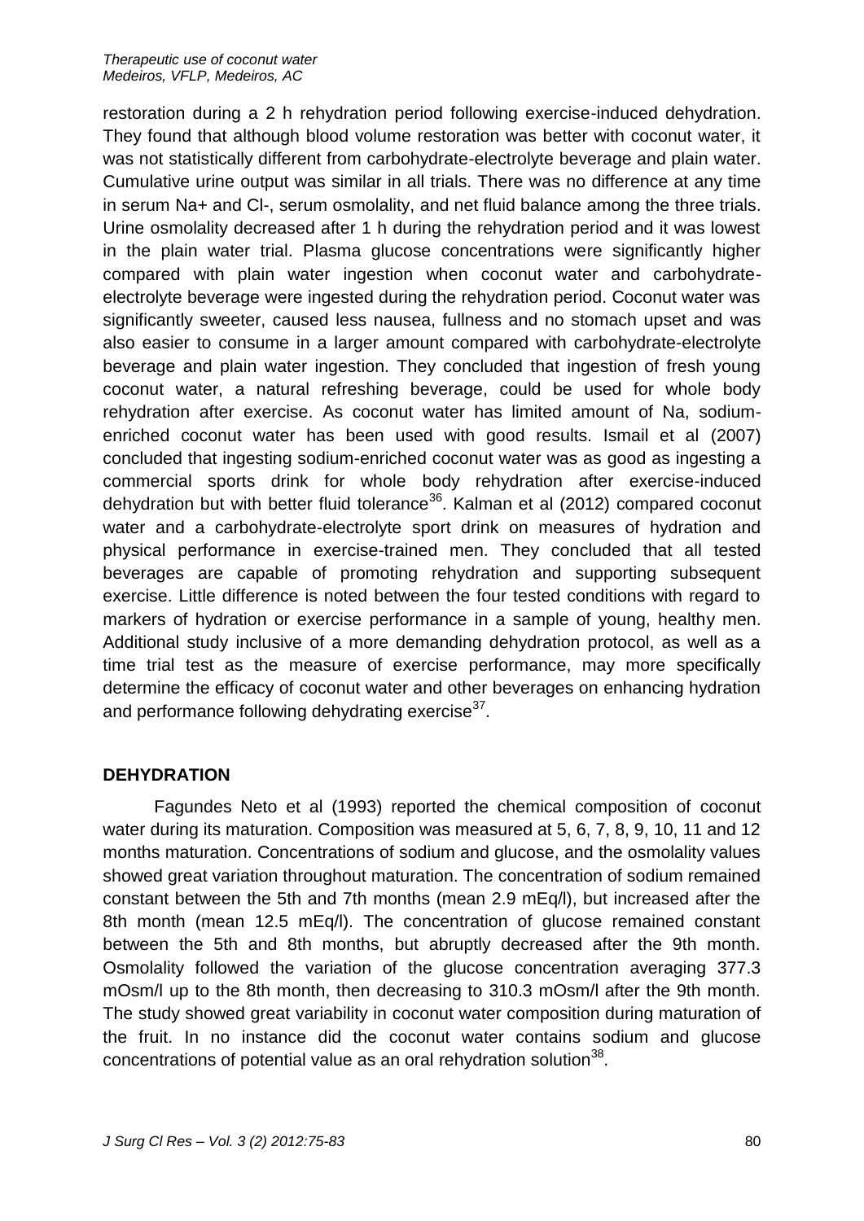restoration during a 2 h rehydration period following exercise-induced dehydration. They found that although blood volume restoration was better with coconut water, it was not statistically different from carbohydrate-electrolyte beverage and plain water. Cumulative urine output was similar in all trials. There was no difference at any time in serum Na+ and Cl-, serum osmolality, and net fluid balance among the three trials. Urine osmolality decreased after 1 h during the rehydration period and it was lowest in the plain water trial. Plasma glucose concentrations were significantly higher compared with plain water ingestion when coconut water and carbohydrate-electrolyte beverage were ingested during the rehydration period. Coconut water was significantly sweeter, caused less nausea, fullness and no stomach upset and was also easier to consume in a larger amount compared with carbohydrate-electrolyte beverage and plain water ingestion. They concluded that ingestion of fresh young coconut water, a natural refreshing beverage, could be used for whole body rehydration after exercise. As coconut water has limited amount of Na, sodium-enriched coconut water has been used with good results. Ismail et al (2007) concluded that ingesting sodium-enriched coconut water was as good as ingesting a commercial sports drink for whole body rehydration after exercise-induced dehydration but with better fluid tolerance[36]. Kalman et al (2012) compared coconut water and a carbohydrate-electrolyte sport drink on measures of hydration and physical performance in exercise-trained men. They concluded that all tested beverages are capable of promoting rehydration and supporting subsequent exercise. Little difference is noted between the four tested conditions with regard to markers of hydration or exercise performance in a sample of young, healthy men. Additional study inclusive of a more demanding dehydration protocol, as well as a time trial test as the measure of exercise performance, may more specifically determine the efficacy of coconut water and other beverages on enhancing hydration and performance following dehydrating exercise[37].

## DEHYDRATION

Fagundes Neto et al (1993) reported the chemical composition of coconut water during its maturation. Composition was measured at 5, 6, 7, 8, 9, 10, 11 and 12 months maturation. Concentrations of sodium and glucose, and the osmolality values showed great variation throughout maturation. The concentration of sodium remained constant between the 5th and 7th months (mean 2.9 mEq/l), but increased after the 8th month (mean 12.5 mEq/l). The concentration of glucose remained constant between the 5th and 8th months, but abruptly decreased after the 9th month. Osmolality followed the variation of the glucose concentration averaging 377.3 mOsm/l up to the 8th month, then decreasing to 310.3 mOsm/l after the 9th month. The study showed great variability in coconut water composition during maturation of the fruit. In no instance did the coconut water contains sodium and glucose concentrations of potential value as an oral rehydration solution[38].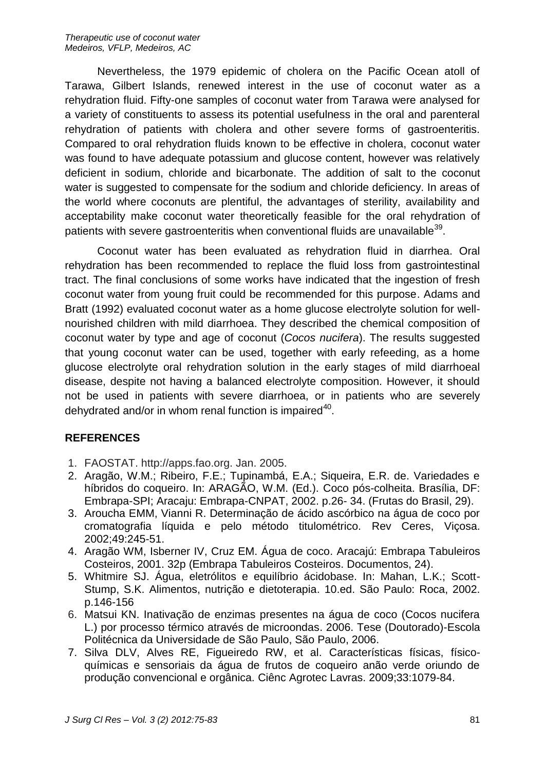Nevertheless, the 1979 epidemic of cholera on the Pacific Ocean atoll of Tarawa, Gilbert Islands, renewed interest in the use of coconut water as a rehydration fluid. Fifty-one samples of coconut water from Tarawa were analysed for a variety of constituents to assess its potential usefulness in the oral and parenteral rehydration of patients with cholera and other severe forms of gastroenteritis. Compared to oral rehydration fluids known to be effective in cholera, coconut water was found to have adequate potassium and glucose content, however was relatively deficient in sodium, chloride and bicarbonate. The addition of salt to the coconut water is suggested to compensate for the sodium and chloride deficiency. In areas of the world where coconuts are plentiful, the advantages of sterility, availability and acceptability make coconut water theoretically feasible for the oral rehydration of patients with severe gastroenteritis when conventional fluids are unavailable[39].

Coconut water has been evaluated as rehydration fluid in diarrhea. Oral rehydration has been recommended to replace the fluid loss from gastrointestinal tract. The final conclusions of some works have indicated that the ingestion of fresh coconut water from young fruit could be recommended for this purpose. Adams and Bratt (1992) evaluated coconut water as a home glucose electrolyte solution for well-nourished children with mild diarrhoea. They described the chemical composition of coconut water by type and age of coconut (*Cocos nucifera*). The results suggested that young coconut water can be used, together with early refeeding, as a home glucose electrolyte oral rehydration solution in the early stages of mild diarrhoeal disease, despite not having a balanced electrolyte composition. However, it should not be used in patients with severe diarrhoea, or in patients who are severely dehydrated and/or in whom renal function is impaired[40].

## REFERENCES

1. FAOSTAT. http://apps.fao.org. Jan. 2005.
2. Aragão, W.M.; Ribeiro, F.E.; Tupinambá, E.A.; Siqueira, E.R. de. Variedades e híbridos do coqueiro. In: ARAGÃO, W.M. (Ed.). Coco pós-colheita. Brasília, DF: Embrapa-SPI; Aracaju: Embrapa-CNPAT, 2002. p.26- 34. (Frutas do Brasil, 29).
3. Aroucha EMM, Vianni R. Determinação de ácido ascórbico na água de coco por cromatografia líquida e pelo método titulométrico. Rev Ceres, Viçosa. 2002;49:245-51.
4. Aragão WM, Isberner IV, Cruz EM. Água de coco. Aracajú: Embrapa Tabuleiros Costeiros, 2001. 32p (Embrapa Tabuleiros Costeiros. Documentos, 24).
5. Whitmire SJ. Água, eletrólitos e equilíbrio ácidobase. In: Mahan, L.K.; Scott-Stump, S.K. Alimentos, nutrição e dietoterapia. 10.ed. São Paulo: Roca, 2002. p.146-156
6. Matsui KN. Inativação de enzimas presentes na água de coco (Cocos nucifera L.) por processo térmico através de microondas. 2006. Tese (Doutorado)-Escola Politécnica da Universidade de São Paulo, São Paulo, 2006.
7. Silva DLV, Alves RE, Figueiredo RW, et al. Características físicas, físico-químicas e sensoriais da água de frutos de coqueiro anão verde oriundo de produção convencional e orgânica. Ciênc Agrotec Lavras. 2009;33:1079-84.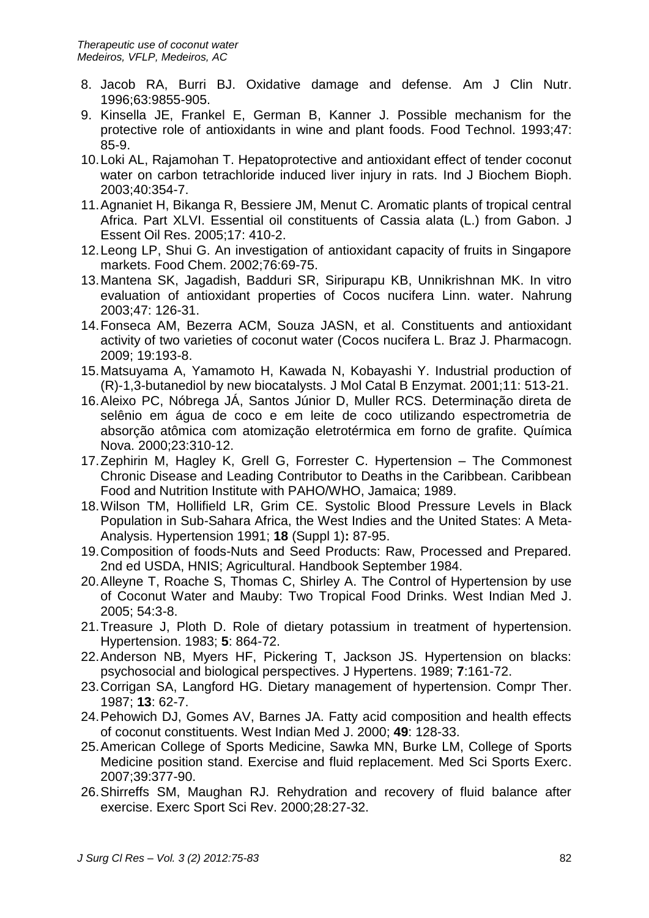8. Jacob RA, Burri BJ. Oxidative damage and defense. Am J Clin Nutr. 1996;63:9855-905.
9. Kinsella JE, Frankel E, German B, Kanner J. Possible mechanism for the protective role of antioxidants in wine and plant foods. Food Technol. 1993;47: 85-9.
10. Loki AL, Rajamohan T. Hepatoprotective and antioxidant effect of tender coconut water on carbon tetrachloride induced liver injury in rats. Ind J Biochem Bioph. 2003;40:354-7.
11. Agnaniet H, Bikanga R, Bessiere JM, Menut C. Aromatic plants of tropical central Africa. Part XLVI. Essential oil constituents of Cassia alata (L.) from Gabon. J Essent Oil Res. 2005;17: 410-2.
12. Leong LP, Shui G. An investigation of antioxidant capacity of fruits in Singapore markets. Food Chem. 2002;76:69-75.
13. Mantena SK, Jagadish, Badduri SR, Siripurapu KB, Unnikrishnan MK. In vitro evaluation of antioxidant properties of Cocos nucifera Linn. water. Nahrung 2003;47: 126-31.
14. Fonseca AM, Bezerra ACM, Souza JASN, et al. Constituents and antioxidant activity of two varieties of coconut water (Cocos nucifera L. Braz J. Pharmacogn. 2009; 19:193-8.
15. Matsuyama A, Yamamoto H, Kawada N, Kobayashi Y. Industrial production of (R)-1,3-butanediol by new biocatalysts. J Mol Catal B Enzymat. 2001;11: 513-21.
16. Aleixo PC, Nóbrega JÁ, Santos Júnior D, Muller RCS. Determinação direta de selênio em água de coco e em leite de coco utilizando espectrometria de absorção atômica com atomização eletrotérmica em forno de grafite. Química Nova. 2000;23:310-12.
17. Zephirin M, Hagley K, Grell G, Forrester C. Hypertension – The Commonest Chronic Disease and Leading Contributor to Deaths in the Caribbean. Caribbean Food and Nutrition Institute with PAHO/WHO, Jamaica; 1989.
18. Wilson TM, Hollifield LR, Grim CE. Systolic Blood Pressure Levels in Black Population in Sub-Sahara Africa, the West Indies and the United States: A Meta-Analysis. Hypertension 1991; **18** (Suppl 1)**:** 87-95.
19. Composition of foods-Nuts and Seed Products: Raw, Processed and Prepared. 2nd ed USDA, HNIS; Agricultural. Handbook September 1984.
20. Alleyne T, Roache S, Thomas C, Shirley A. The Control of Hypertension by use of Coconut Water and Mauby: Two Tropical Food Drinks. West Indian Med J. 2005; 54:3-8.
21. Treasure J, Ploth D. Role of dietary potassium in treatment of hypertension. Hypertension. 1983; **5**: 864-72.
22. Anderson NB, Myers HF, Pickering T, Jackson JS. Hypertension on blacks: psychosocial and biological perspectives. J Hypertens. 1989; **7**:161-72.
23. Corrigan SA, Langford HG. Dietary management of hypertension. Compr Ther. 1987; **13**: 62-7.
24. Pehowich DJ, Gomes AV, Barnes JA. Fatty acid composition and health effects of coconut constituents. West Indian Med J. 2000; **49**: 128-33.
25. American College of Sports Medicine, Sawka MN, Burke LM, College of Sports Medicine position stand. Exercise and fluid replacement. Med Sci Sports Exerc. 2007;39:377-90.
26. Shirreffs SM, Maughan RJ. Rehydration and recovery of fluid balance after exercise. Exerc Sport Sci Rev. 2000;28:27-32.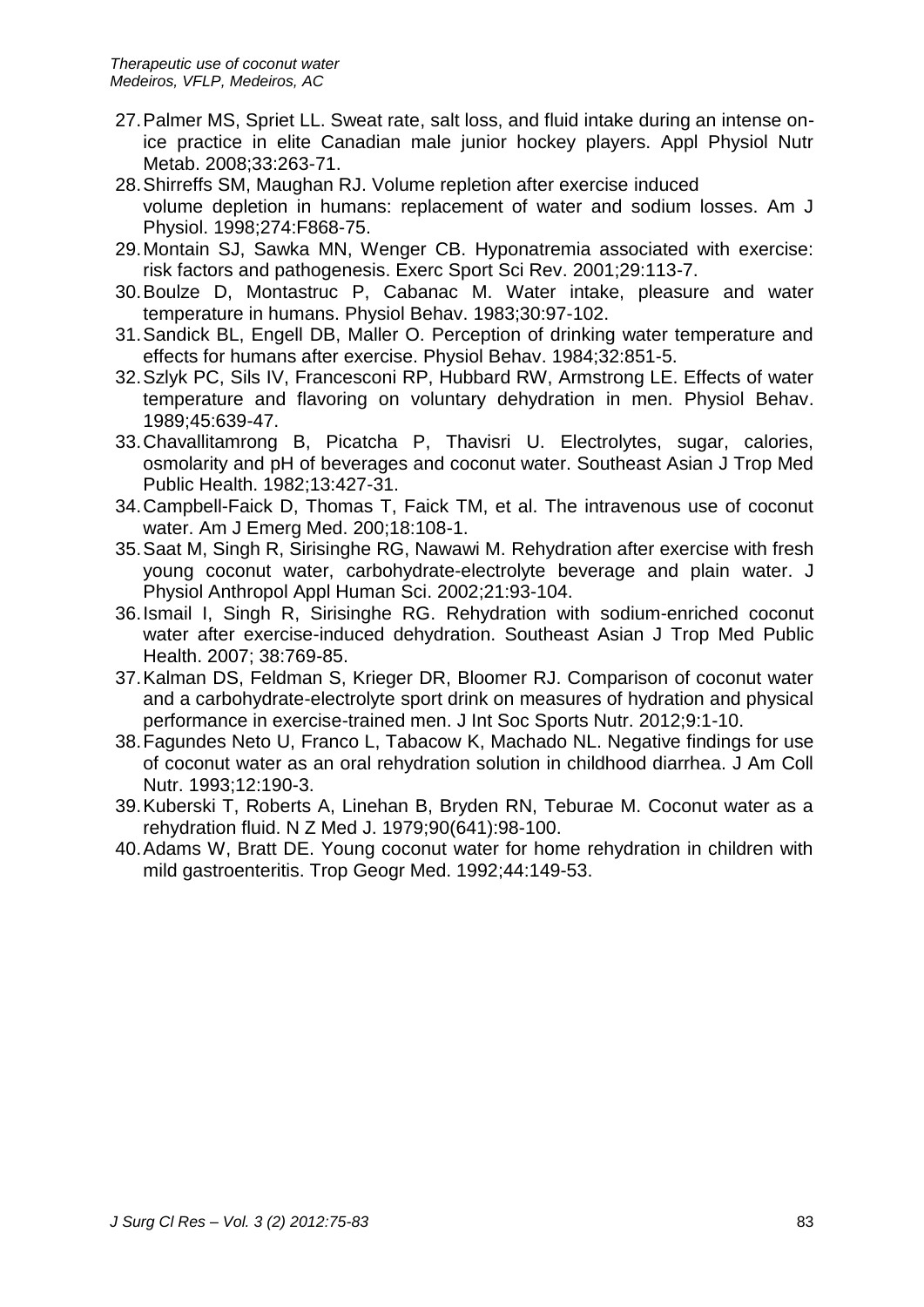27. Palmer MS, Spriet LL. Sweat rate, salt loss, and fluid intake during an intense on-ice practice in elite Canadian male junior hockey players. Appl Physiol Nutr Metab. 2008;33:263-71.
28. Shirreffs SM, Maughan RJ. Volume repletion after exercise induced volume depletion in humans: replacement of water and sodium losses. Am J Physiol. 1998;274:F868-75.
29. Montain SJ, Sawka MN, Wenger CB. Hyponatremia associated with exercise: risk factors and pathogenesis. Exerc Sport Sci Rev. 2001;29:113-7.
30. Boulze D, Montastruc P, Cabanac M. Water intake, pleasure and water temperature in humans. Physiol Behav. 1983;30:97-102.
31. Sandick BL, Engell DB, Maller O. Perception of drinking water temperature and effects for humans after exercise. Physiol Behav. 1984;32:851-5.
32. Szlyk PC, Sils IV, Francesconi RP, Hubbard RW, Armstrong LE. Effects of water temperature and flavoring on voluntary dehydration in men. Physiol Behav. 1989;45:639-47.
33. Chavallitamrong B, Picatcha P, Thavisri U. Electrolytes, sugar, calories, osmolarity and pH of beverages and coconut water. Southeast Asian J Trop Med Public Health. 1982;13:427-31.
34. Campbell-Faick D, Thomas T, Faick TM, et al. The intravenous use of coconut water. Am J Emerg Med. 200;18:108-1.
35. Saat M, Singh R, Sirisinghe RG, Nawawi M. Rehydration after exercise with fresh young coconut water, carbohydrate-electrolyte beverage and plain water. J Physiol Anthropol Appl Human Sci. 2002;21:93-104.
36. Ismail I, Singh R, Sirisinghe RG. Rehydration with sodium-enriched coconut water after exercise-induced dehydration. Southeast Asian J Trop Med Public Health. 2007; 38:769-85.
37. Kalman DS, Feldman S, Krieger DR, Bloomer RJ. Comparison of coconut water and a carbohydrate-electrolyte sport drink on measures of hydration and physical performance in exercise-trained men. J Int Soc Sports Nutr. 2012;9:1-10.
38. Fagundes Neto U, Franco L, Tabacow K, Machado NL. Negative findings for use of coconut water as an oral rehydration solution in childhood diarrhea. J Am Coll Nutr. 1993;12:190-3.
39. Kuberski T, Roberts A, Linehan B, Bryden RN, Teburae M. Coconut water as a rehydration fluid. N Z Med J. 1979;90(641):98-100.
40. Adams W, Bratt DE. Young coconut water for home rehydration in children with mild gastroenteritis. Trop Geogr Med. 1992;44:149-53.